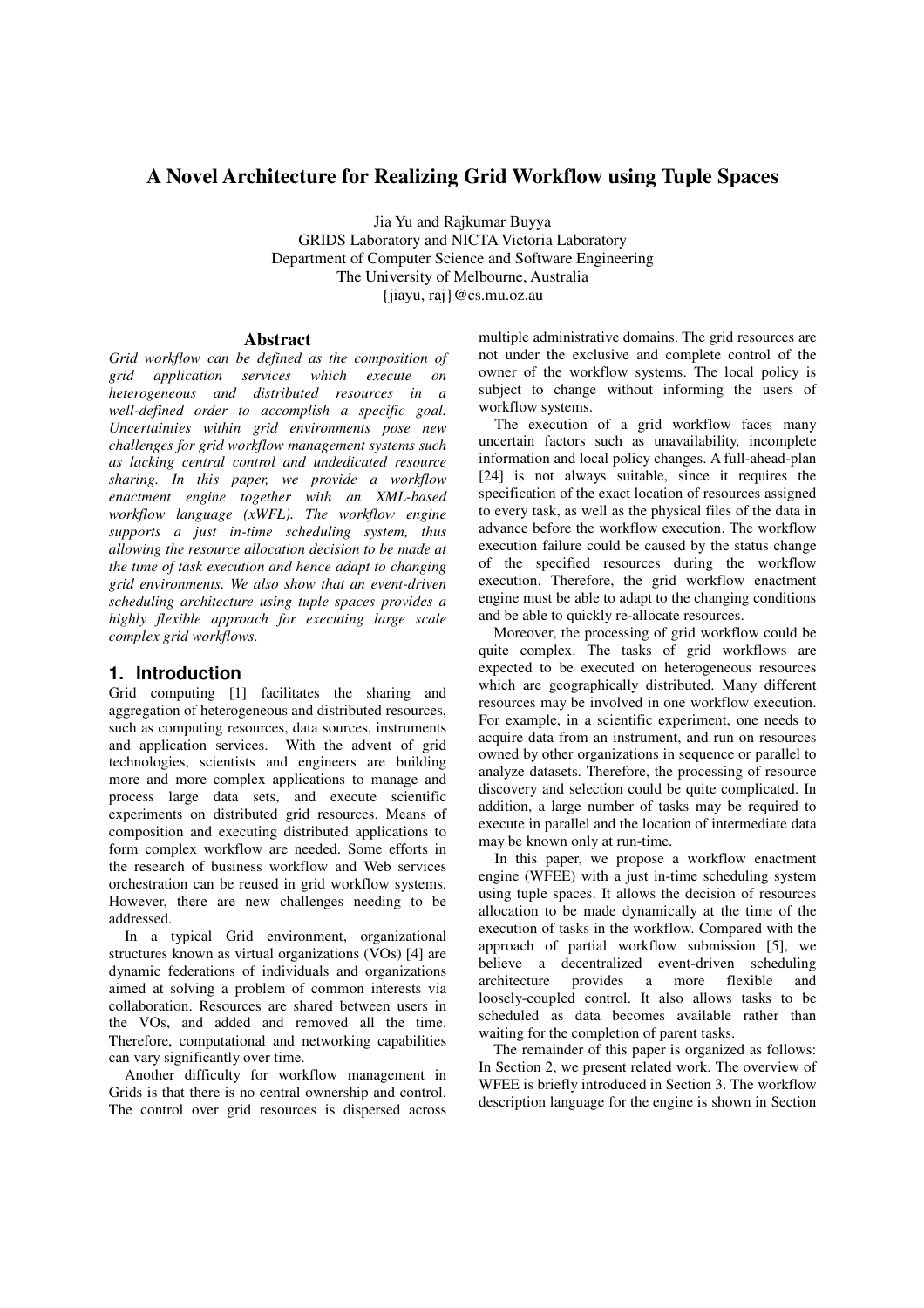# A Novel Architecture for Realizing Grid Workflow using Tuple Spaces

Jia Yu and Rajkumar Buyya
GRIDS Laboratory and NICTA Victoria Laboratory
Department of Computer Science and Software Engineering
The University of Melbourne, Australia
{jiayu, raj}@cs.mu.oz.au

## Abstract

*Grid workflow can be defined as the composition of grid application services which execute on heterogeneous and distributed resources in a well-defined order to accomplish a specific goal. Uncertainties within grid environments pose new challenges for grid workflow management systems such as lacking central control and undedicated resource sharing. In this paper, we provide a workflow enactment engine together with an XML-based workflow language (xWFL). The workflow engine supports a just in-time scheduling system, thus allowing the resource allocation decision to be made at the time of task execution and hence adapt to changing grid environments. We also show that an event-driven scheduling architecture using tuple spaces provides a highly flexible approach for executing large scale complex grid workflows.*

## 1. Introduction

Grid computing [1] facilitates the sharing and aggregation of heterogeneous and distributed resources, such as computing resources, data sources, instruments and application services. With the advent of grid technologies, scientists and engineers are building more and more complex applications to manage and process large data sets, and execute scientific experiments on distributed grid resources. Means of composition and executing distributed applications to form complex workflow are needed. Some efforts in the research of business workflow and Web services orchestration can be reused in grid workflow systems. However, there are new challenges needing to be addressed.

In a typical Grid environment, organizational structures known as virtual organizations (VOs) [4] are dynamic federations of individuals and organizations aimed at solving a problem of common interests via collaboration. Resources are shared between users in the VOs, and added and removed all the time. Therefore, computational and networking capabilities can vary significantly over time.

Another difficulty for workflow management in Grids is that there is no central ownership and control. The control over grid resources is dispersed across multiple administrative domains. The grid resources are not under the exclusive and complete control of the owner of the workflow systems. The local policy is subject to change without informing the users of workflow systems.

The execution of a grid workflow faces many uncertain factors such as unavailability, incomplete information and local policy changes. A full-ahead-plan [24] is not always suitable, since it requires the specification of the exact location of resources assigned to every task, as well as the physical files of the data in advance before the workflow execution. The workflow execution failure could be caused by the status change of the specified resources during the workflow execution. Therefore, the grid workflow enactment engine must be able to adapt to the changing conditions and be able to quickly re-allocate resources.

Moreover, the processing of grid workflow could be quite complex. The tasks of grid workflows are expected to be executed on heterogeneous resources which are geographically distributed. Many different resources may be involved in one workflow execution. For example, in a scientific experiment, one needs to acquire data from an instrument, and run on resources owned by other organizations in sequence or parallel to analyze datasets. Therefore, the processing of resource discovery and selection could be quite complicated. In addition, a large number of tasks may be required to execute in parallel and the location of intermediate data may be known only at run-time.

In this paper, we propose a workflow enactment engine (WFEE) with a just in-time scheduling system using tuple spaces. It allows the decision of resources allocation to be made dynamically at the time of the execution of tasks in the workflow. Compared with the approach of partial workflow submission [5], we believe a decentralized event-driven scheduling architecture provides a more flexible and loosely-coupled control. It also allows tasks to be scheduled as data becomes available rather than waiting for the completion of parent tasks.

The remainder of this paper is organized as follows: In Section 2, we present related work. The overview of WFEE is briefly introduced in Section 3. The workflow description language for the engine is shown in Section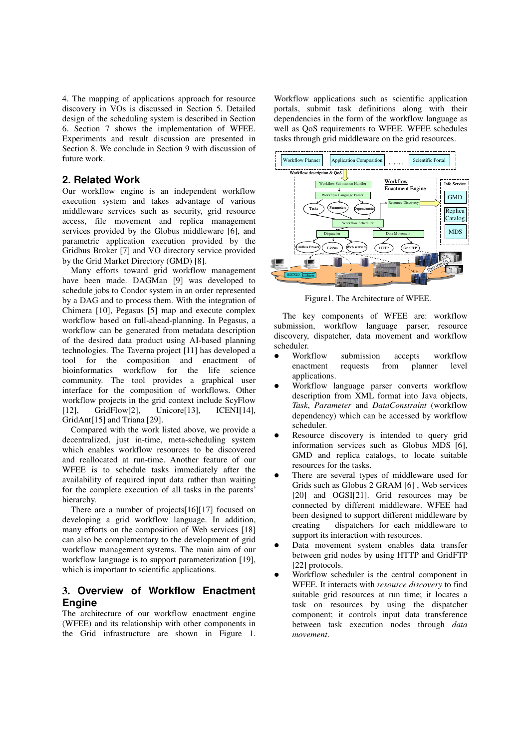4. The mapping of applications approach for resource discovery in VOs is discussed in Section 5. Detailed design of the scheduling system is described in Section 6. Section 7 shows the implementation of WFEE. Experiments and result discussion are presented in Section 8. We conclude in Section 9 with discussion of future work.

## 2. Related Work

Our workflow engine is an independent workflow execution system and takes advantage of various middleware services such as security, grid resource access, file movement and replica management services provided by the Globus middleware [6], and parametric application execution provided by the Gridbus Broker [7] and VO directory service provided by the Grid Market Directory (GMD) [8].

Many efforts toward grid workflow management have been made. DAGMan [9] was developed to schedule jobs to Condor system in an order represented by a DAG and to process them. With the integration of Chimera [10], Pegasus [5] map and execute complex workflow based on full-ahead-planning. In Pegasus, a workflow can be generated from metadata description of the desired data product using AI-based planning technologies. The Taverna project [11] has developed a tool for the composition and enactment of bioinformatics workflow for the life science community. The tool provides a graphical user interface for the composition of workflows. Other workflow projects in the grid context include ScyFlow [12], GridFlow[2], Unicore[13], ICENI[14], GridAnt[15] and Triana [29].

Compared with the work listed above, we provide a decentralized, just in-time, meta-scheduling system which enables workflow resources to be discovered and reallocated at run-time. Another feature of our WFEE is to schedule tasks immediately after the availability of required input data rather than waiting for the complete execution of all tasks in the parents' hierarchy.

There are a number of projects[16][17] focused on developing a grid workflow language. In addition, many efforts on the composition of Web services [18] can also be complementary to the development of grid workflow management systems. The main aim of our workflow language is to support parameterization [19], which is important to scientific applications.

## 3. Overview of Workflow Enactment Engine

The architecture of our workflow enactment engine (WFEE) and its relationship with other components in the Grid infrastructure are shown in Figure 1. Workflow applications such as scientific application portals, submit task definitions along with their dependencies in the form of the workflow language as well as QoS requirements to WFEE. WFEE schedules tasks through grid middleware on the grid resources.

Figure1. The Architecture of WFEE.

The key components of WFEE are: workflow submission, workflow language parser, resource discovery, dispatcher, data movement and workflow scheduler.

- Workflow submission accepts workflow enactment requests from planner level applications.
- Workflow language parser converts workflow description from XML format into Java objects, *Task*, *Parameter* and *DataConstraint* (workflow dependency) which can be accessed by workflow scheduler.
- Resource discovery is intended to query grid information services such as Globus MDS [6], GMD and replica catalogs, to locate suitable resources for the tasks.
- There are several types of middleware used for Grids such as Globus 2 GRAM [6] , Web services [20] and OGSI[21]. Grid resources may be connected by different middleware. WFEE had been designed to support different middleware by creating dispatchers for each middleware to support its interaction with resources.
- Data movement system enables data transfer between grid nodes by using HTTP and GridFTP [22] protocols.
- Workflow scheduler is the central component in WFEE. It interacts with *resource discovery* to find suitable grid resources at run time; it locates a task on resources by using the dispatcher component; it controls input data transference between task execution nodes through *data movement*.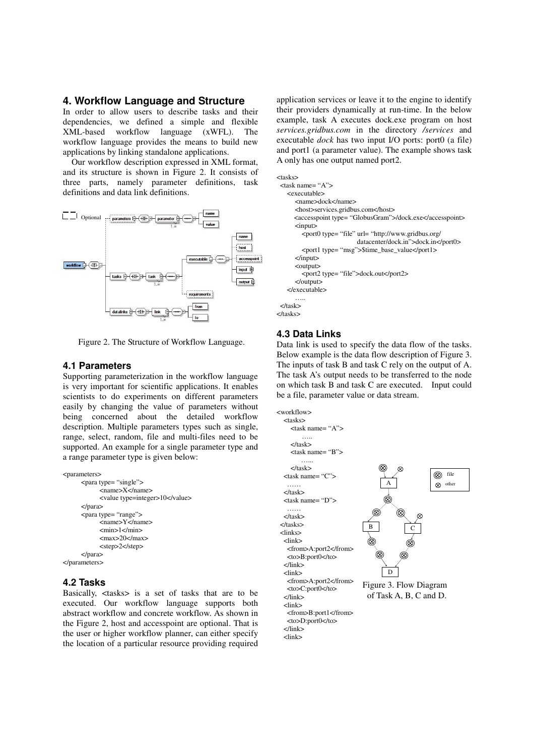## 4. Workflow Language and Structure

In order to allow users to describe tasks and their dependencies, we defined a simple and flexible XML-based workflow language (xWFL). The workflow language provides the means to build new applications by linking standalone applications.

Our workflow description expressed in XML format, and its structure is shown in Figure 2. It consists of three parts, namely parameter definitions, task definitions and data link definitions.

Figure 2. The Structure of Workflow Language.

### 4.1 Parameters

Supporting parameterization in the workflow language is very important for scientific applications. It enables scientists to do experiments on different parameters easily by changing the value of parameters without being concerned about the detailed workflow description. Multiple parameters types such as single, range, select, random, file and multi-files need to be supported. An example for a single parameter type and a range parameter type is given below:

```
<parameters>
        <para type= "single">
                <name>X</name>
                <value type=integer>10</value>
        </para>
        <para type= "range">
                <name>Y</name>
                <min>1</min>
                <max>20</max>
                <step>2</step>
        </para>
</parameters>
```

### 4.2 Tasks

Basically, <tasks> is a set of tasks that are to be executed. Our workflow language supports both abstract workflow and concrete workflow. As shown in the Figure 2, host and accesspoint are optional. That is the user or higher workflow planner, can either specify the location of a particular resource providing required application services or leave it to the engine to identify their providers dynamically at run-time. In the below example, task A executes dock.exe program on host *services.gridbus.com* in the directory */services* and executable *dock* has two input I/O ports: port0 (a file) and port1 (a parameter value). The example shows task A only has one output named port2.

```
<tasks>
  <task name= "A">
     <executable>
        <name>dock</name>
        <host>services.gridbus.com</host>
        <accesspoint type= "GlobusGram">/dock.exe</accesspoint>
        <input>
           <port0 type= "file" url= "http://www.gridbus.org/
                              datacenter/dock.in">dock.in</port0>
           <port1 type= "msg">$time_base_value</port1>
        </input>
        <output>
           <port2 type= "file">dock.out</port2>
        </output>
     </executable>
        .....
  </task>
</tasks>
```

### 4.3 Data Links

Data link is used to specify the data flow of the tasks. Below example is the data flow description of Figure 3. The inputs of task B and task C rely on the output of A. The task A's output needs to be transferred to the node on which task B and task C are executed. Input could be a file, parameter value or data stream.

```
<workflow>
  <tasks>
     <task name= "A">
          .....
     </task>
     <task name= "B">
          ......
     </task>
  <task name= "C">
    ......
  </task>
  <task name= "D">
    ......
  </task>
 </tasks>
 <links>
  <link>
   <from>A:port2</from>
   <to>B:port0</to>
  </link>
  <link>
   <from>A:port2</from>
   <to>C:port0</to>
  </link>
  <link>
   <from>B:port1</from>
   <to>D:port0</to>
  </link>
  <link>
```

Figure 3. Flow Diagram of Task A, B, C and D.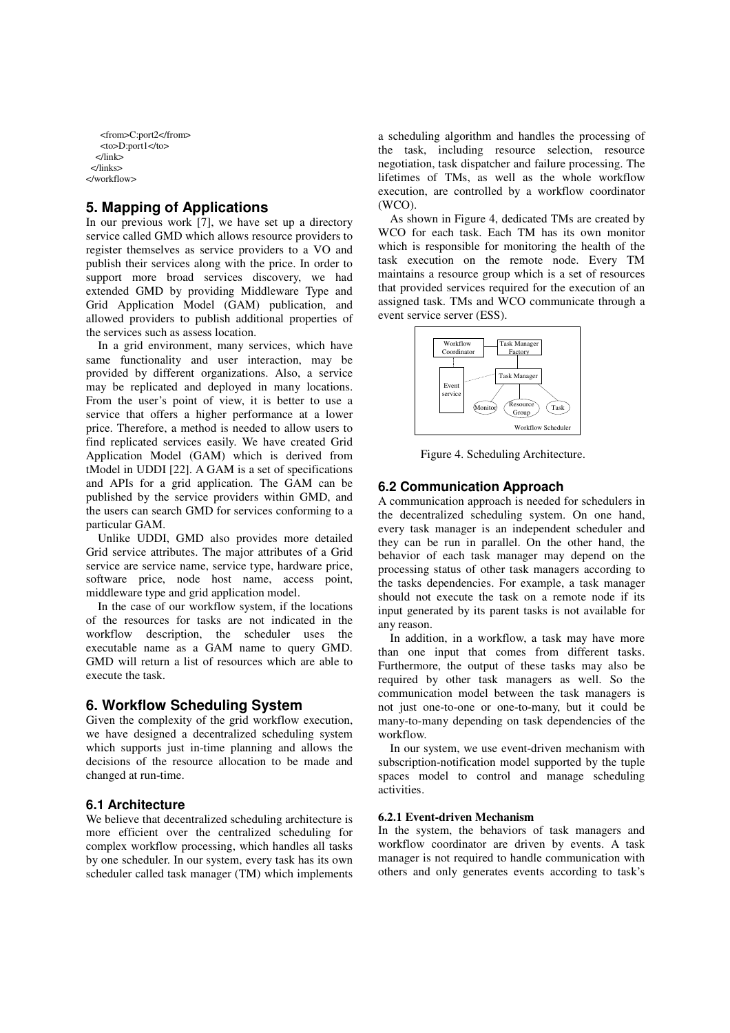```
    <from>C:port2</from>
    <to>D:port1</to>
  </link>
 </links>
</workflow>
```

## 5. Mapping of Applications

In our previous work [7], we have set up a directory service called GMD which allows resource providers to register themselves as service providers to a VO and publish their services along with the price. In order to support more broad services discovery, we had extended GMD by providing Middleware Type and Grid Application Model (GAM) publication, and allowed providers to publish additional properties of the services such as assess location.

In a grid environment, many services, which have same functionality and user interaction, may be provided by different organizations. Also, a service may be replicated and deployed in many locations. From the user's point of view, it is better to use a service that offers a higher performance at a lower price. Therefore, a method is needed to allow users to find replicated services easily. We have created Grid Application Model (GAM) which is derived from tModel in UDDI [22]. A GAM is a set of specifications and APIs for a grid application. The GAM can be published by the service providers within GMD, and the users can search GMD for services conforming to a particular GAM.

Unlike UDDI, GMD also provides more detailed Grid service attributes. The major attributes of a Grid service are service name, service type, hardware price, software price, node host name, access point, middleware type and grid application model.

In the case of our workflow system, if the locations of the resources for tasks are not indicated in the workflow description, the scheduler uses the executable name as a GAM name to query GMD. GMD will return a list of resources which are able to execute the task.

## 6. Workflow Scheduling System

Given the complexity of the grid workflow execution, we have designed a decentralized scheduling system which supports just in-time planning and allows the decisions of the resource allocation to be made and changed at run-time.

### 6.1 Architecture

We believe that decentralized scheduling architecture is more efficient over the centralized scheduling for complex workflow processing, which handles all tasks by one scheduler. In our system, every task has its own scheduler called task manager (TM) which implements a scheduling algorithm and handles the processing of the task, including resource selection, resource negotiation, task dispatcher and failure processing. The lifetimes of TMs, as well as the whole workflow execution, are controlled by a workflow coordinator (WCO).

As shown in Figure 4, dedicated TMs are created by WCO for each task. Each TM has its own monitor which is responsible for monitoring the health of the task execution on the remote node. Every TM maintains a resource group which is a set of resources that provided services required for the execution of an assigned task. TMs and WCO communicate through a event service server (ESS).

Workflow Coordinator
Task Manager Factory
Event service
Task Manager
Monitor
Resource Group
Task
Workflow Scheduler

Figure 4. Scheduling Architecture.

### 6.2 Communication Approach

A communication approach is needed for schedulers in the decentralized scheduling system. On one hand, every task manager is an independent scheduler and they can be run in parallel. On the other hand, the behavior of each task manager may depend on the processing status of other task managers according to the tasks dependencies. For example, a task manager should not execute the task on a remote node if its input generated by its parent tasks is not available for any reason.

In addition, in a workflow, a task may have more than one input that comes from different tasks. Furthermore, the output of these tasks may also be required by other task managers as well. So the communication model between the task managers is not just one-to-one or one-to-many, but it could be many-to-many depending on task dependencies of the workflow.

In our system, we use event-driven mechanism with subscription-notification model supported by the tuple spaces model to control and manage scheduling activities.

#### 6.2.1 Event-driven Mechanism

In the system, the behaviors of task managers and workflow coordinator are driven by events. A task manager is not required to handle communication with others and only generates events according to task's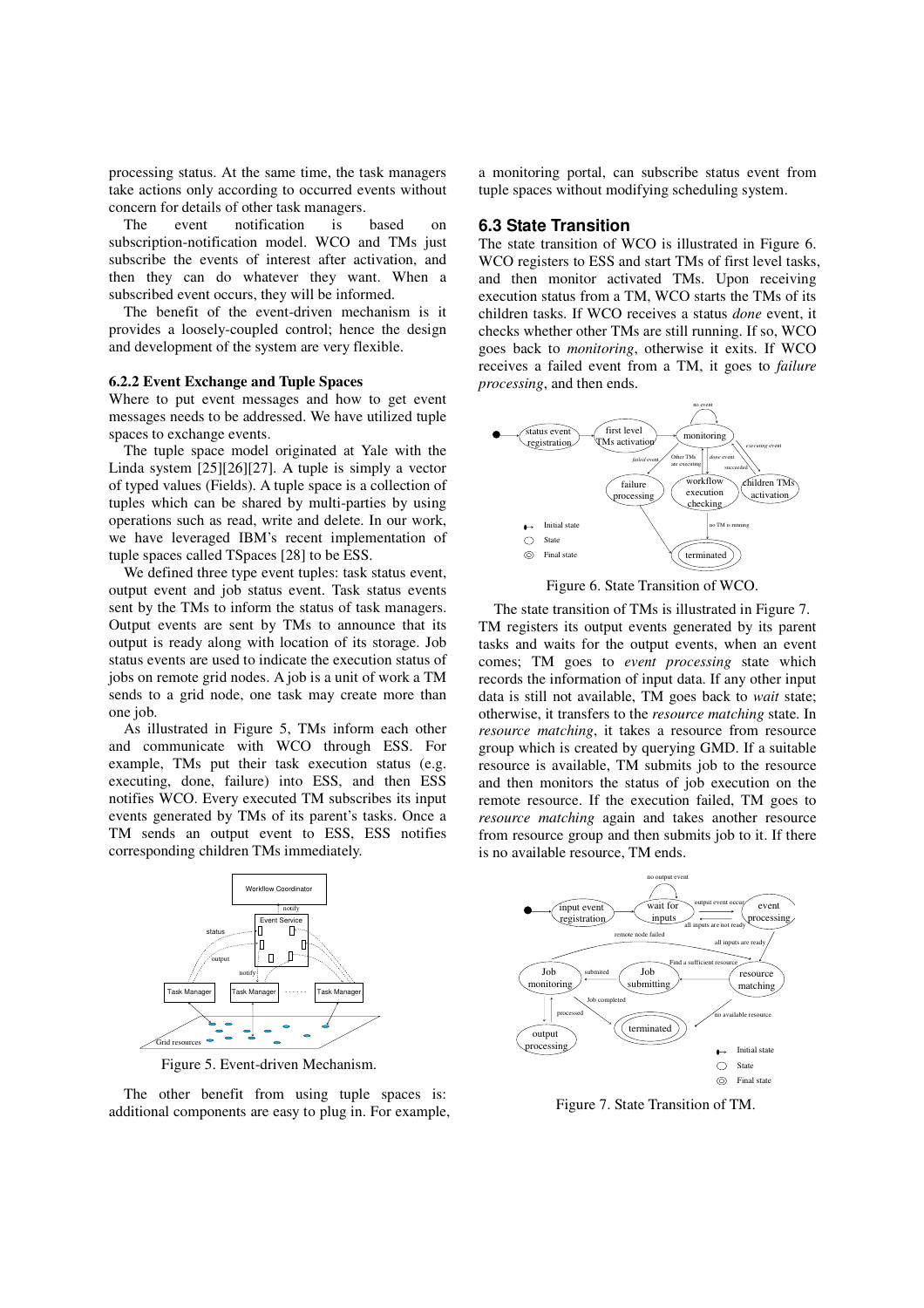processing status. At the same time, the task managers take actions only according to occurred events without concern for details of other task managers.

The event notification is based on subscription-notification model. WCO and TMs just subscribe the events of interest after activation, and then they can do whatever they want. When a subscribed event occurs, they will be informed.

The benefit of the event-driven mechanism is it provides a loosely-coupled control; hence the design and development of the system are very flexible.

#### 6.2.2 Event Exchange and Tuple Spaces

Where to put event messages and how to get event messages needs to be addressed. We have utilized tuple spaces to exchange events.

The tuple space model originated at Yale with the Linda system [25][26][27]. A tuple is simply a vector of typed values (Fields). A tuple space is a collection of tuples which can be shared by multi-parties by using operations such as read, write and delete. In our work, we have leveraged IBM's recent implementation of tuple spaces called TSpaces [28] to be ESS.

We defined three type event tuples: task status event, output event and job status event. Task status events sent by the TMs to inform the status of task managers. Output events are sent by TMs to announce that its output is ready along with location of its storage. Job status events are used to indicate the execution status of jobs on remote grid nodes. A job is a unit of work a TM sends to a grid node, one task may create more than one job.

As illustrated in Figure 5, TMs inform each other and communicate with WCO through ESS. For example, TMs put their task execution status (e.g. executing, done, failure) into ESS, and then ESS notifies WCO. Every executed TM subscribes its input events generated by TMs of its parent's tasks. Once a TM sends an output event to ESS, ESS notifies corresponding children TMs immediately.

Figure 5. Event-driven Mechanism.

The other benefit from using tuple spaces is: additional components are easy to plug in. For example, a monitoring portal, can subscribe status event from tuple spaces without modifying scheduling system.

### 6.3 State Transition

The state transition of WCO is illustrated in Figure 6. WCO registers to ESS and start TMs of first level tasks, and then monitor activated TMs. Upon receiving execution status from a TM, WCO starts the TMs of its children tasks. If WCO receives a status *done* event, it checks whether other TMs are still running. If so, WCO goes back to *monitoring*, otherwise it exits. If WCO receives a failed event from a TM, it goes to *failure processing*, and then ends.

Figure 6. State Transition of WCO.

The state transition of TMs is illustrated in Figure 7. TM registers its output events generated by its parent tasks and waits for the output events, when an event comes; TM goes to *event processing* state which records the information of input data. If any other input data is still not available, TM goes back to *wait* state; otherwise, it transfers to the *resource matching* state. In *resource matching*, it takes a resource from resource group which is created by querying GMD. If a suitable resource is available, TM submits job to the resource and then monitors the status of job execution on the remote resource. If the execution failed, TM goes to *resource matching* again and takes another resource from resource group and then submits job to it. If there is no available resource, TM ends.

Figure 7. State Transition of TM.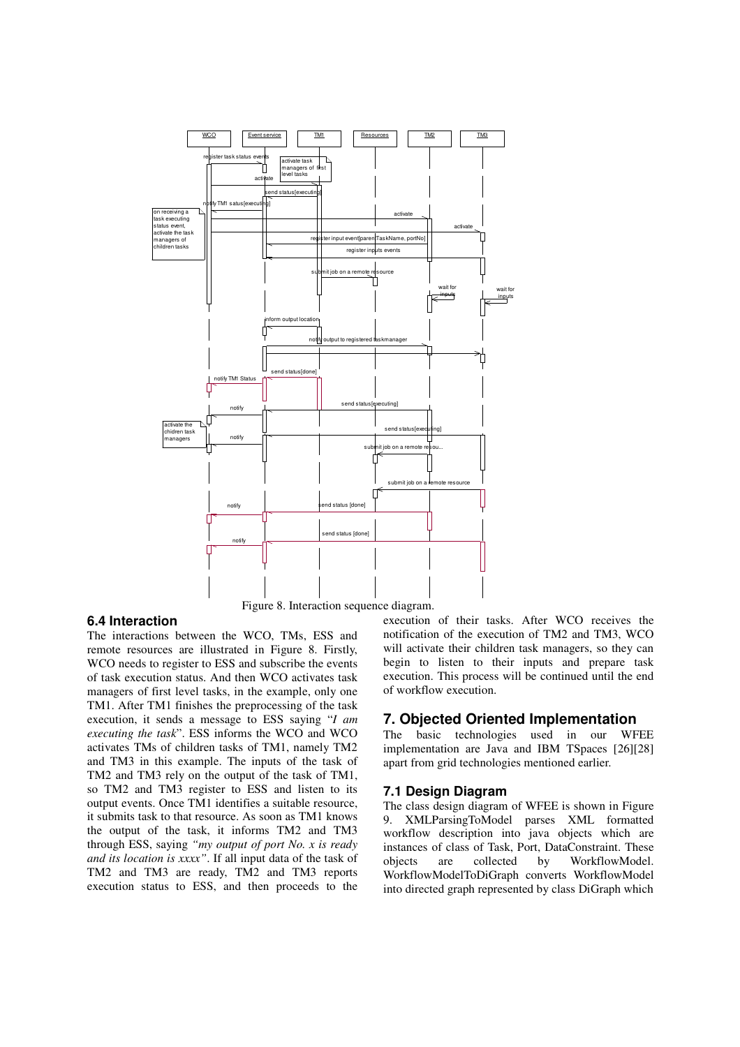Figure 8. Interaction sequence diagram.

### 6.4 Interaction

The interactions between the WCO, TMs, ESS and remote resources are illustrated in Figure 8. Firstly, WCO needs to register to ESS and subscribe the events of task execution status. And then WCO activates task managers of first level tasks, in the example, only one TM1. After TM1 finishes the preprocessing of the task execution, it sends a message to ESS saying "*I am executing the task*". ESS informs the WCO and WCO activates TMs of children tasks of TM1, namely TM2 and TM3 in this example. The inputs of the task of TM2 and TM3 rely on the output of the task of TM1, so TM2 and TM3 register to ESS and listen to its output events. Once TM1 identifies a suitable resource, it submits task to that resource. As soon as TM1 knows the output of the task, it informs TM2 and TM3 through ESS, saying *"my output of port No. x is ready and its location is xxxx"*. If all input data of the task of TM2 and TM3 are ready, TM2 and TM3 reports execution status to ESS, and then proceeds to the execution of their tasks. After WCO receives the notification of the execution of TM2 and TM3, WCO will activate their children task managers, so they can begin to listen to their inputs and prepare task execution. This process will be continued until the end of workflow execution.

## 7. Objected Oriented Implementation

The basic technologies used in our WFEE implementation are Java and IBM TSpaces [26][28] apart from grid technologies mentioned earlier.

### 7.1 Design Diagram

The class design diagram of WFEE is shown in Figure 9. XMLParsingToModel parses XML formatted workflow description into java objects which are instances of class of Task, Port, DataConstraint. These objects are collected by WorkflowModel. WorkflowModelToDiGraph converts WorkflowModel into directed graph represented by class DiGraph which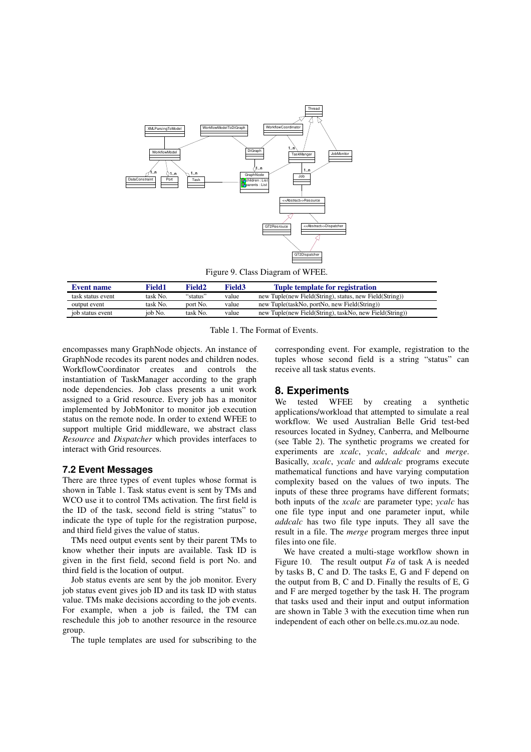Figure 9. Class Diagram of WFEE.

| Event name | Field1 | Field2 | Field3 | Tuple template for registration |
| --- | --- | --- | --- | --- |
| task status event | task No. | "status" | value | new Tuple(new Field(String), status, new Field(String)) |
| output event | task No. | port No. | value | new Tuple(taskNo, portNo, new Field(String)) |
| job status event | job No. | task No. | value | new Tuple(new Field(String), taskNo, new Field(String)) |

Table 1. The Format of Events.

encompasses many GraphNode objects. An instance of GraphNode recodes its parent nodes and children nodes. WorkflowCoordinator creates and controls the instantiation of TaskManager according to the graph node dependencies. Job class presents a unit work assigned to a Grid resource. Every job has a monitor implemented by JobMonitor to monitor job execution status on the remote node. In order to extend WFEE to support multiple Grid middleware, we abstract class *Resource* and *Dispatcher* which provides interfaces to interact with Grid resources.

### 7.2 Event Messages

There are three types of event tuples whose format is shown in Table 1. Task status event is sent by TMs and WCO use it to control TMs activation. The first field is the ID of the task, second field is string "status" to indicate the type of tuple for the registration purpose, and third field gives the value of status.

TMs need output events sent by their parent TMs to know whether their inputs are available. Task ID is given in the first field, second field is port No. and third field is the location of output.

Job status events are sent by the job monitor. Every job status event gives job ID and its task ID with status value. TMs make decisions according to the job events. For example, when a job is failed, the TM can reschedule this job to another resource in the resource group.

The tuple templates are used for subscribing to the corresponding event. For example, registration to the tuples whose second field is a string "status" can receive all task status events.

## 8. Experiments

We tested WFEE by creating a synthetic applications/workload that attempted to simulate a real workflow. We used Australian Belle Grid test-bed resources located in Sydney, Canberra, and Melbourne (see Table 2). The synthetic programs we created for experiments are *xcalc*, *ycalc*, *addcalc* and *merge*. Basically, *xcalc*, *ycalc* and *addcalc* programs execute mathematical functions and have varying computation complexity based on the values of two inputs. The inputs of these three programs have different formats; both inputs of the *xcalc* are parameter type; *ycalc* has one file type input and one parameter input, while *addcalc* has two file type inputs. They all save the result in a file. The *merge* program merges three input files into one file.

We have created a multi-stage workflow shown in Figure 10. The result output *Fa* of task A is needed by tasks B, C and D. The tasks E, G and F depend on the output from B, C and D. Finally the results of E, G and F are merged together by the task H. The program that tasks used and their input and output information are shown in Table 3 with the execution time when run independent of each other on belle.cs.mu.oz.au node.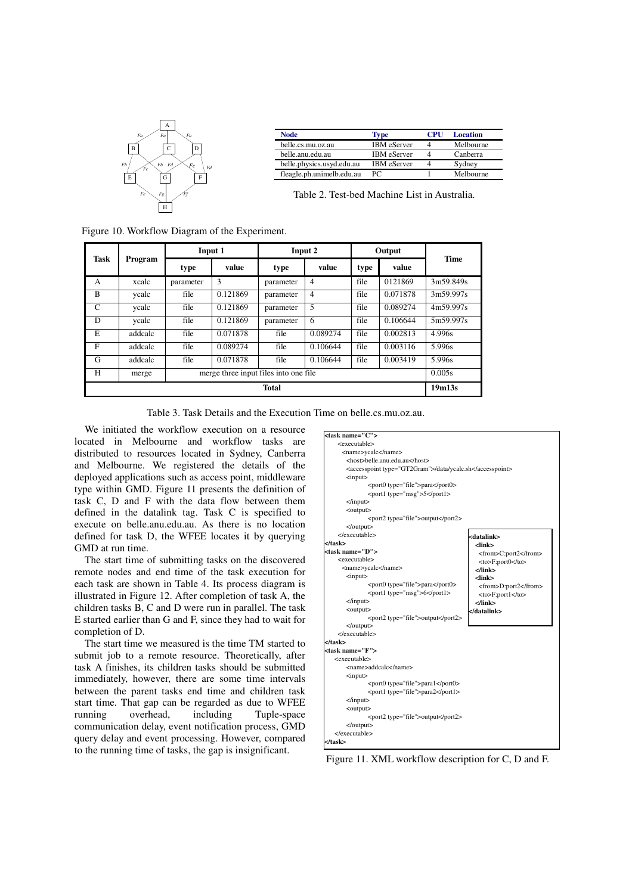Figure 10. Workflow Diagram of the Experiment.

| Node | Type | CPU | Location |
| --- | --- | --- | --- |
| belle.cs.mu.oz.au | IBM eServer | 4 | Melbourne |
| belle.anu.edu.au | IBM eServer | 4 | Canberra |
| belle.physics.usyd.edu.au | IBM eServer | 4 | Sydney |
| fleagle.ph.unimelb.edu.au | PC | 1 | Melbourne |

Table 2. Test-bed Machine List in Australia.

| Task | Program | Input 1 | | Input 2 | | Output | | Time |
| --- | --- | --- | --- | --- | --- | --- | --- | --- |
| | | type | value | type | value | type | value | |
| A | xcalc | parameter | 3 | parameter | 4 | file | 0121869 | 3m59.849s |
| B | ycalc | file | 0.121869 | parameter | 4 | file | 0.071878 | 3m59.997s |
| C | ycalc | file | 0.121869 | parameter | 5 | file | 0.089274 | 4m59.997s |
| D | ycalc | file | 0.121869 | parameter | 6 | file | 0.106644 | 5m59.997s |
| E | addcalc | file | 0.071878 | file | 0.089274 | file | 0.002813 | 4.996s |
| F | addcalc | file | 0.089274 | file | 0.106644 | file | 0.003116 | 5.996s |
| G | addcalc | file | 0.071878 | file | 0.106644 | file | 0.003419 | 5.996s |
| H | merge | merge three input files into one file | | | | | | 0.005s |
| **Total** | | | | | | | | **19m13s** |

Table 3. Task Details and the Execution Time on belle.cs.mu.oz.au.

We initiated the workflow execution on a resource located in Melbourne and workflow tasks are distributed to resources located in Sydney, Canberra and Melbourne. We registered the details of the deployed applications such as access point, middleware type within GMD. Figure 11 presents the definition of task C, D and F with the data flow between them defined in the datalink tag. Task C is specified to execute on belle.anu.edu.au. As there is no location defined for task D, the WFEE locates it by querying GMD at run time.

The start time of submitting tasks on the discovered remote nodes and end time of the task execution for each task are shown in Table 4. Its process diagram is illustrated in Figure 12. After completion of task A, the children tasks B, C and D were run in parallel. The task E started earlier than G and F, since they had to wait for completion of D.

The start time we measured is the time TM started to submit job to a remote resource. Theoretically, after task A finishes, its children tasks should be submitted immediately, however, there are some time intervals between the parent tasks end time and children task start time. That gap can be regarded as due to WFEE running overhead, including Tuple-space communication delay, event notification process, GMD query delay and event processing. However, compared to the running time of tasks, the gap is insignificant.

```
<task name="C">
   <executable>
     <name>ycalc</name>
     <host>belle.anu.edu.au</host>
     <accesspoint type="GT2Gram">/data/ycalc.sh</accesspoint>
     <input>
          <port0 type="file">para</port0>
          <port1 type="msg">5</port1>
     </input>
     <output>
          <port2 type="file">output</port2>
     </output>
   </executable>
</task>
<task name="D">
   <executable>
     <name>ycalc</name>
     <input>
          <port0 type="file">para</port0>
          <port1 type="msg">6</port1>
     </input>
     <output>
          <port2 type="file">output</port2>
     </output>
   </executable>
</task>
<task name="F">
   <executable>
     <name>addcalc</name>
     <input>
          <port0 type="file">para1</port0>
          <port1 type="file">para2</port1>
     </input>
     <output>
          <port2 type="file">output</port2>
     </output>
   </executable>
</task>

<datalink>
  <link>
    <from>C:port2</from>
    <to>F:port0</to>
  </link>
  <link>
    <from>D:port2</from>
    <to>F:port1</to>
  </link>
</datalink>
```

Figure 11. XML workflow description for C, D and F.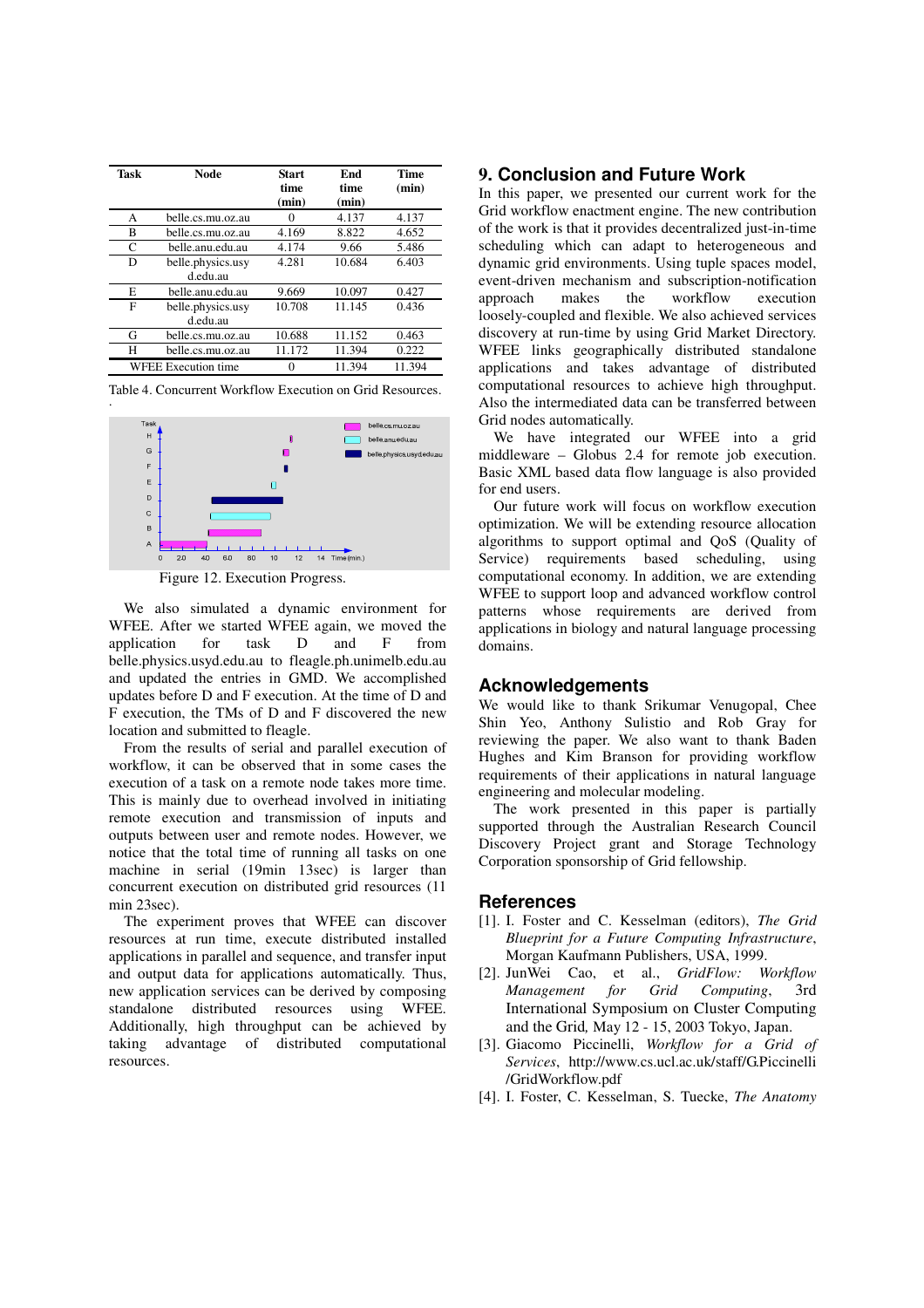| Task | Node | Start time (min) | End time (min) | Time (min) |
|---|---|---|---|---|
| A | belle.cs.mu.oz.au | 0 | 4.137 | 4.137 |
| B | belle.cs.mu.oz.au | 4.169 | 8.822 | 4.652 |
| C | belle.anu.edu.au | 4.174 | 9.66 | 5.486 |
| D | belle.physics.usyd.edu.au | 4.281 | 10.684 | 6.403 |
| E | belle.anu.edu.au | 9.669 | 10.097 | 0.427 |
| F | belle.physics.usyd.edu.au | 10.708 | 11.145 | 0.436 |
| G | belle.cs.mu.oz.au | 10.688 | 11.152 | 0.463 |
| H | belle.cs.mu.oz.au | 11.172 | 11.394 | 0.222 |
| WFEE Execution time | | 0 | 11.394 | 11.394 |

Table 4. Concurrent Workflow Execution on Grid Resources.

Task
H
G
F
E
D
C
B
A
0 2.0 4.0 6.0 8.0 10 12 14 Time (min.)
belle.cs.mu.oz.au
belle.anu.edu.au
belle.physics.usyd.edu.au

Figure 12. Execution Progress.

We also simulated a dynamic environment for WFEE. After we started WFEE again, we moved the application for task D and F from belle.physics.usyd.edu.au to fleagle.ph.unimelb.edu.au and updated the entries in GMD. We accomplished updates before D and F execution. At the time of D and F execution, the TMs of D and F discovered the new location and submitted to fleagle.

From the results of serial and parallel execution of workflow, it can be observed that in some cases the execution of a task on a remote node takes more time. This is mainly due to overhead involved in initiating remote execution and transmission of inputs and outputs between user and remote nodes. However, we notice that the total time of running all tasks on one machine in serial (19min 13sec) is larger than concurrent execution on distributed grid resources (11 min 23sec).

The experiment proves that WFEE can discover resources at run time, execute distributed installed applications in parallel and sequence, and transfer input and output data for applications automatically. Thus, new application services can be derived by composing standalone distributed resources using WFEE. Additionally, high throughput can be achieved by taking advantage of distributed computational resources.

## 9. Conclusion and Future Work

In this paper, we presented our current work for the Grid workflow enactment engine. The new contribution of the work is that it provides decentralized just-in-time scheduling which can adapt to heterogeneous and dynamic grid environments. Using tuple spaces model, event-driven mechanism and subscription-notification approach makes the workflow execution loosely-coupled and flexible. We also achieved services discovery at run-time by using Grid Market Directory. WFEE links geographically distributed standalone applications and takes advantage of distributed computational resources to achieve high throughput. Also the intermediated data can be transferred between Grid nodes automatically.

We have integrated our WFEE into a grid middleware – Globus 2.4 for remote job execution. Basic XML based data flow language is also provided for end users.

Our future work will focus on workflow execution optimization. We will be extending resource allocation algorithms to support optimal and QoS (Quality of Service) requirements based scheduling, using computational economy. In addition, we are extending WFEE to support loop and advanced workflow control patterns whose requirements are derived from applications in biology and natural language processing domains.

## Acknowledgements

We would like to thank Srikumar Venugopal, Chee Shin Yeo, Anthony Sulistio and Rob Gray for reviewing the paper. We also want to thank Baden Hughes and Kim Branson for providing workflow requirements of their applications in natural language engineering and molecular modeling.

The work presented in this paper is partially supported through the Australian Research Council Discovery Project grant and Storage Technology Corporation sponsorship of Grid fellowship.

## References

[1]. I. Foster and C. Kesselman (editors), *The Grid Blueprint for a Future Computing Infrastructure*, Morgan Kaufmann Publishers, USA, 1999.

[2]. JunWei Cao, et al., *GridFlow: Workflow Management for Grid Computing*, 3rd International Symposium on Cluster Computing and the Grid, May 12 - 15, 2003 Tokyo, Japan.

[3]. Giacomo Piccinelli, *Workflow for a Grid of Services*, http://www.cs.ucl.ac.uk/staff/G.Piccinelli/GridWorkflow.pdf

[4]. I. Foster, C. Kesselman, S. Tuecke, *The Anatomy*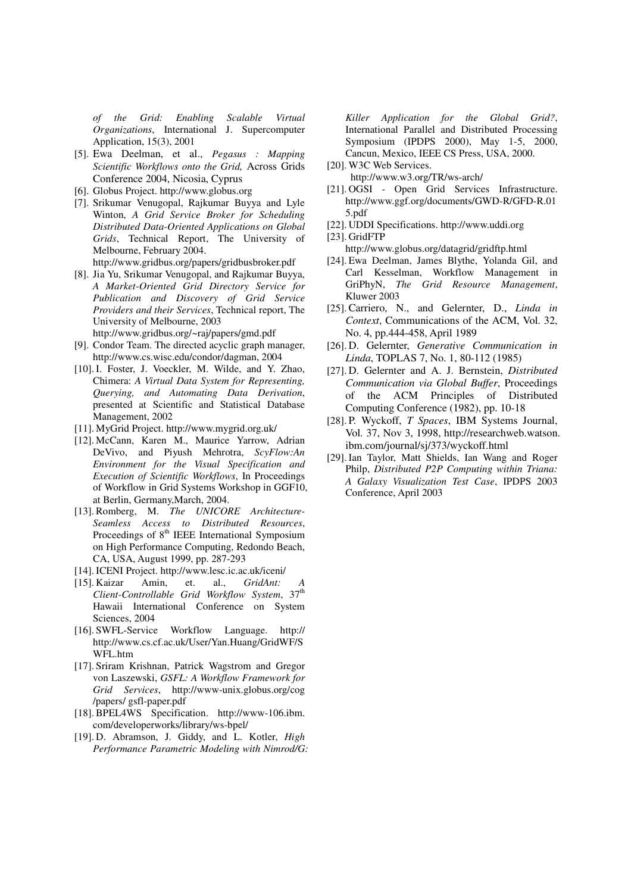*of the Grid: Enabling Scalable Virtual Organizations*, International J. Supercomputer Application, 15(3), 2001

[5]. Ewa Deelman, et al., *Pegasus : Mapping Scientific Workflows onto the Grid,* Across Grids Conference 2004, Nicosia, Cyprus

[6]. Globus Project. http://www.globus.org

[7]. Srikumar Venugopal, Rajkumar Buyya and Lyle Winton, *A Grid Service Broker for Scheduling Distributed Data-Oriented Applications on Global Grids*, Technical Report, The University of Melbourne, February 2004. http://www.gridbus.org/papers/gridbusbroker.pdf

[8]. Jia Yu, Srikumar Venugopal, and Rajkumar Buyya, *A Market-Oriented Grid Directory Service for Publication and Discovery of Grid Service Providers and their Services*, Technical report, The University of Melbourne, 2003 http://www.gridbus.org/~raj/papers/gmd.pdf

[9]. Condor Team. The directed acyclic graph manager, http://www.cs.wisc.edu/condor/dagman, 2004

[10]. I. Foster, J. Voeckler, M. Wilde, and Y. Zhao, Chimera: *A Virtual Data System for Representing, Querying, and Automating Data Derivation*, presented at Scientific and Statistical Database Management, 2002

[11]. MyGrid Project. http://www.mygrid.org.uk/

[12]. McCann, Karen M., Maurice Yarrow, Adrian DeVivo, and Piyush Mehrotra, *ScyFlow:An Environment for the Visual Specification and Execution of Scientific Workflows*, In Proceedings of Workflow in Grid Systems Workshop in GGF10, at Berlin, Germany,March, 2004.

[13]. Romberg, M. *The UNICORE Architecture-Seamless Access to Distributed Resources*, Proceedings of 8th IEEE International Symposium on High Performance Computing, Redondo Beach, CA, USA, August 1999, pp. 287-293

[14]. ICENI Project. http://www.lesc.ic.ac.uk/iceni/

[15]. Kaizar Amin, et. al., *GridAnt: A Client-Controllable Grid Workflow System*, 37th Hawaii International Conference on System Sciences, 2004

[16]. SWFL-Service Workflow Language. http:// http://www.cs.cf.ac.uk/User/Yan.Huang/GridWF/SWFL.htm

[17]. Sriram Krishnan, Patrick Wagstrom and Gregor von Laszewski, *GSFL: A Workflow Framework for Grid Services*, http://www-unix.globus.org/cog/papers/ gsfl-paper.pdf

[18]. BPEL4WS Specification. http://www-106.ibm.com/developerworks/library/ws-bpel/

[19]. D. Abramson, J. Giddy, and L. Kotler, *High Performance Parametric Modeling with Nimrod/G: Killer Application for the Global Grid?*, International Parallel and Distributed Processing Symposium (IPDPS 2000), May 1-5, 2000, Cancun, Mexico, IEEE CS Press, USA, 2000.

[20]. W3C Web Services. http://www.w3.org/TR/ws-arch/

[21]. OGSI - Open Grid Services Infrastructure. http://www.ggf.org/documents/GWD-R/GFD-R.015.pdf

[22]. UDDI Specifications. http://www.uddi.org

[23]. GridFTP http://www.globus.org/datagrid/gridftp.html

[24]. Ewa Deelman, James Blythe, Yolanda Gil, and Carl Kesselman, Workflow Management in GriPhyN, *The Grid Resource Management*, Kluwer 2003

[25]. Carriero, N., and Gelernter, D., *Linda in Context*, Communications of the ACM, Vol. 32, No. 4, pp.444-458, April 1989

[26]. D. Gelernter, *Generative Communication in Linda*, TOPLAS 7, No. 1, 80-112 (1985)

[27]. D. Gelernter and A. J. Bernstein, *Distributed Communication via Global Buffer*, Proceedings of the ACM Principles of Distributed Computing Conference (1982), pp. 10-18

[28]. P. Wyckoff, *T Spaces*, IBM Systems Journal, Vol. 37, Nov 3, 1998, http://researchweb.watson.ibm.com/journal/sj/373/wyckoff.html

[29]. Ian Taylor, Matt Shields, Ian Wang and Roger Philp, *Distributed P2P Computing within Triana: A Galaxy Visualization Test Case*, IPDPS 2003 Conference, April 2003